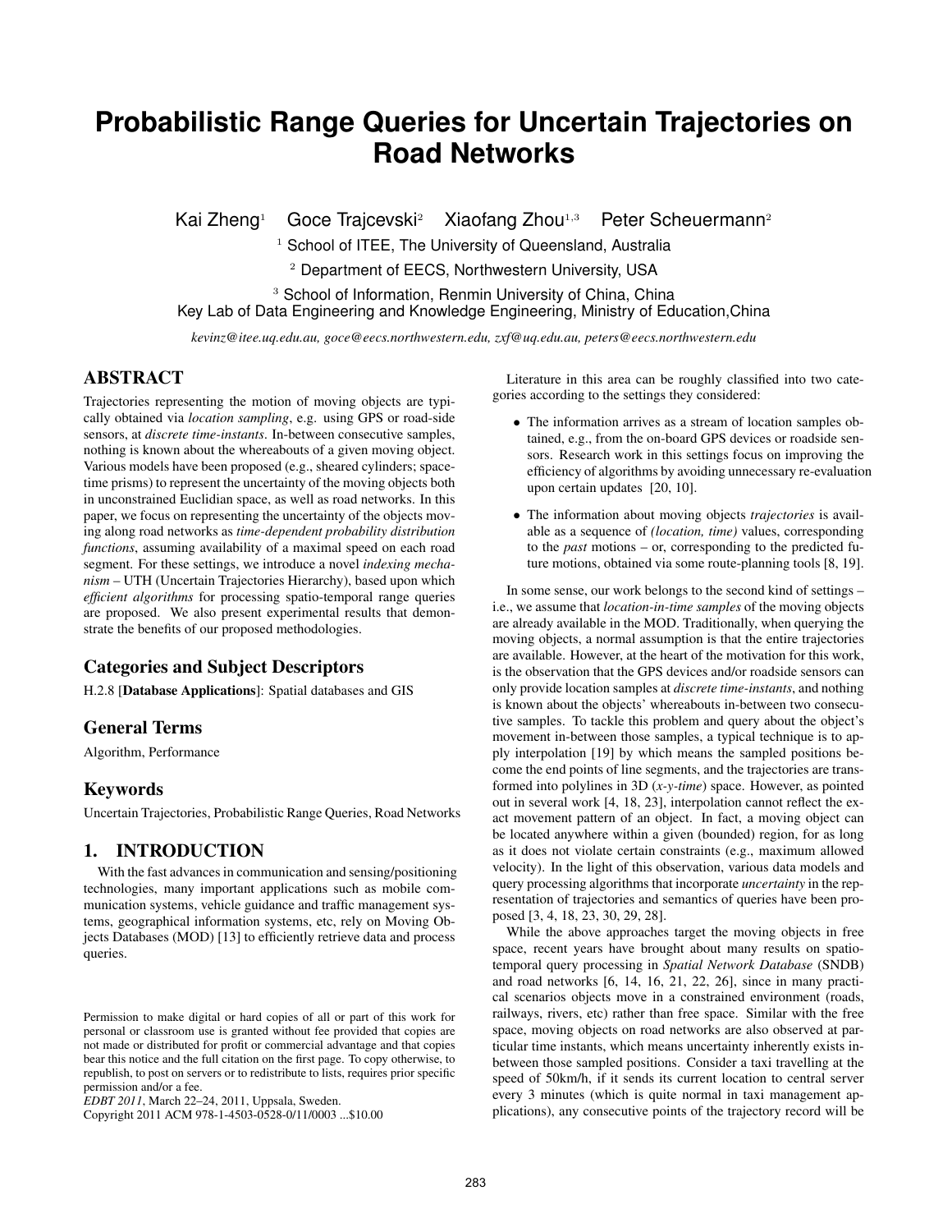# Probabilistic Range Queries for Uncertain Trajectories on Road Networks

Kai Zheng[1] Goce Trajcevski[2] Xiaofang Zhou[1,3] Peter Scheuermann[2]

[1] School of ITEE, The University of Queensland, Australia

[2] Department of EECS, Northwestern University, USA

[3] School of Information, Renmin University of China, China
Key Lab of Data Engineering and Knowledge Engineering, Ministry of Education,China

*kevinz@itee.uq.edu.au, goce@eecs.northwestern.edu, zxf@uq.edu.au, peters@eecs.northwestern.edu*

## ABSTRACT

Trajectories representing the motion of moving objects are typically obtained via *location sampling*, e.g. using GPS or road-side sensors, at *discrete time-instants*. In-between consecutive samples, nothing is known about the whereabouts of a given moving object. Various models have been proposed (e.g., sheared cylinders; space-time prisms) to represent the uncertainty of the moving objects both in unconstrained Euclidian space, as well as road networks. In this paper, we focus on representing the uncertainty of the objects moving along road networks as *time-dependent probability distribution functions*, assuming availability of a maximal speed on each road segment. For these settings, we introduce a novel *indexing mechanism* – UTH (Uncertain Trajectories Hierarchy), based upon which *efficient algorithms* for processing spatio-temporal range queries are proposed. We also present experimental results that demonstrate the benefits of our proposed methodologies.

### Categories and Subject Descriptors

H.2.8 [**Database Applications**]: Spatial databases and GIS

### General Terms

Algorithm, Performance

### Keywords

Uncertain Trajectories, Probabilistic Range Queries, Road Networks

## 1. INTRODUCTION

With the fast advances in communication and sensing/positioning technologies, many important applications such as mobile communication systems, vehicle guidance and traffic management systems, geographical information systems, etc, rely on Moving Objects Databases (MOD) [13] to efficiently retrieve data and process queries.

Literature in this area can be roughly classified into two categories according to the settings they considered:

- The information arrives as a stream of location samples obtained, e.g., from the on-board GPS devices or roadside sensors. Research work in this settings focus on improving the efficiency of algorithms by avoiding unnecessary re-evaluation upon certain updates [20, 10].
- The information about moving objects *trajectories* is available as a sequence of *(location, time)* values, corresponding to the *past* motions – or, corresponding to the predicted future motions, obtained via some route-planning tools [8, 19].

In some sense, our work belongs to the second kind of settings – i.e., we assume that *location-in-time samples* of the moving objects are already available in the MOD. Traditionally, when querying the moving objects, a normal assumption is that the entire trajectories are available. However, at the heart of the motivation for this work, is the observation that the GPS devices and/or roadside sensors can only provide location samples at *discrete time-instants*, and nothing is known about the objects' whereabouts in-between two consecutive samples. To tackle this problem and query about the object's movement in-between those samples, a typical technique is to apply interpolation [19] by which means the sampled positions become the end points of line segments, and the trajectories are transformed into polylines in 3D (*x-y-time*) space. However, as pointed out in several work [4, 18, 23], interpolation cannot reflect the exact movement pattern of an object. In fact, a moving object can be located anywhere within a given (bounded) region, for as long as it does not violate certain constraints (e.g., maximum allowed velocity). In the light of this observation, various data models and query processing algorithms that incorporate *uncertainty* in the representation of trajectories and semantics of queries have been proposed [3, 4, 18, 23, 30, 29, 28].

While the above approaches target the moving objects in free space, recent years have brought about many results on spatio-temporal query processing in *Spatial Network Database* (SNDB) and road networks [6, 14, 16, 21, 22, 26], since in many practical scenarios objects move in a constrained environment (roads, railways, rivers, etc) rather than free space. Similar with the free space, moving objects on road networks are also observed at particular time instants, which means uncertainty inherently exists in-between those sampled positions. Consider a taxi travelling at the speed of 50km/h, if it sends its current location to central server every 3 minutes (which is quite normal in taxi management applications), any consecutive points of the trajectory record will be

Permission to make digital or hard copies of all or part of this work for personal or classroom use is granted without fee provided that copies are not made or distributed for profit or commercial advantage and that copies bear this notice and the full citation on the first page. To copy otherwise, to republish, to post on servers or to redistribute to lists, requires prior specific permission and/or a fee.
*EDBT 2011*, March 22–24, 2011, Uppsala, Sweden.
Copyright 2011 ACM 978-1-4503-0528-0/11/0003 ...$10.00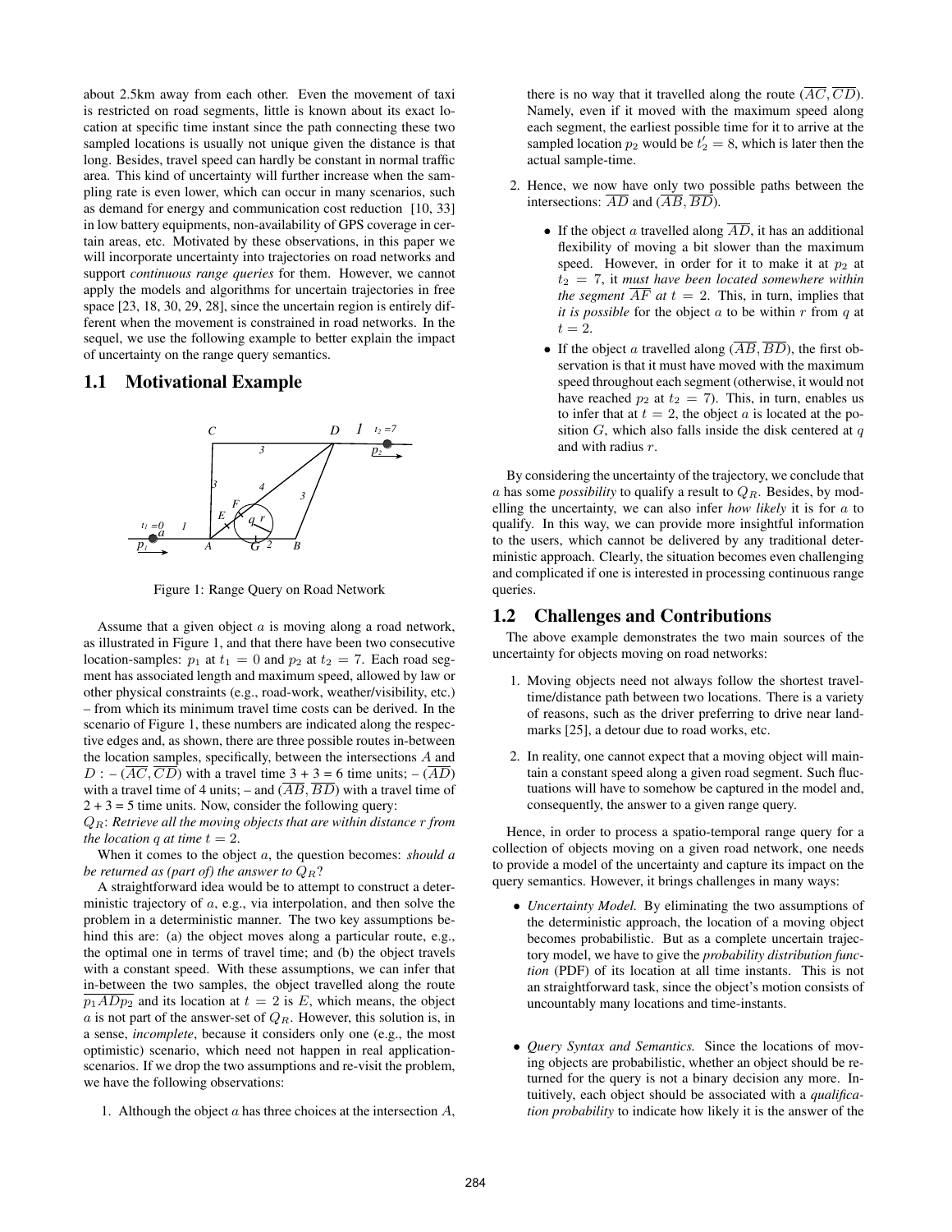about 2.5km away from each other. Even the movement of taxi is restricted on road segments, little is known about its exact location at specific time instant since the path connecting these two sampled locations is usually not unique given the distance is that long. Besides, travel speed can hardly be constant in normal traffic area. This kind of uncertainty will further increase when the sampling rate is even lower, which can occur in many scenarios, such as demand for energy and communication cost reduction [10, 33] in low battery equipments, non-availability of GPS coverage in certain areas, etc. Motivated by these observations, in this paper we will incorporate uncertainty into trajectories on road networks and support *continuous range queries* for them. However, we cannot apply the models and algorithms for uncertain trajectories in free space [23, 18, 30, 29, 28], since the uncertain region is entirely different when the movement is constrained in road networks. In the sequel, we use the following example to better explain the impact of uncertainty on the range query semantics.

## 1.1 Motivational Example

Figure 1: Range Query on Road Network

Assume that a given object $a$ is moving along a road network, as illustrated in Figure 1, and that there have been two consecutive location-samples: $p_1$ at $t_1 = 0$ and $p_2$ at $t_2 = 7$. Each road segment has associated length and maximum speed, allowed by law or other physical constraints (e.g., road-work, weather/visibility, etc.) – from which its minimum travel time costs can be derived. In the scenario of Figure 1, these numbers are indicated along the respective edges and, as shown, there are three possible routes in-between the location samples, specifically, between the intersections $A$ and $D$ : – $(\overline{AC}, \overline{CD})$ with a travel time 3 + 3 = 6 time units; – $(\overline{AD})$ with a travel time of 4 units; – and $(\overline{AB}, \overline{BD})$ with a travel time of 2 + 3 = 5 time units. Now, consider the following query:

$Q_R$: *Retrieve all the moving objects that are within distance $r$ from the location $q$ at time $t = 2$.*

When it comes to the object $a$, the question becomes: *should $a$ be returned as (part of) the answer to $Q_R$?*

A straightforward idea would be to attempt to construct a deterministic trajectory of $a$, e.g., via interpolation, and then solve the problem in a deterministic manner. The two key assumptions behind this are: (a) the object moves along a particular route, e.g., the optimal one in terms of travel time; and (b) the object travels with a constant speed. With these assumptions, we can infer that in-between the two samples, the object travelled along the route $\overline{p_1 A D p_2}$ and its location at $t = 2$ is $E$, which means, the object $a$ is not part of the answer-set of $Q_R$. However, this solution is, in a sense, *incomplete*, because it considers only one (e.g., the most optimistic) scenario, which need not happen in real application-scenarios. If we drop the two assumptions and re-visit the problem, we have the following observations:

1. Although the object $a$ has three choices at the intersection $A$, there is no way that it travelled along the route $(\overline{AC}, \overline{CD})$. Namely, even if it moved with the maximum speed along each segment, the earliest possible time for it to arrive at the sampled location $p_2$ would be $t_2' = 8$, which is later then the actual sample-time.
2. Hence, we now have only two possible paths between the intersections: $\overline{AD}$ and $(\overline{AB}, \overline{BD})$.
   - If the object $a$ travelled along $\overline{AD}$, it has an additional flexibility of moving a bit slower than the maximum speed. However, in order for it to make it at $p_2$ at $t_2 = 7$, it *must have been located somewhere within the segment $\overline{AF}$ at $t = 2$*. This, in turn, implies that *it is possible* for the object $a$ to be within $r$ from $q$ at $t = 2$.
   - If the object $a$ travelled along $(\overline{AB}, \overline{BD})$, the first observation is that it must have moved with the maximum speed throughout each segment (otherwise, it would not have reached $p_2$ at $t_2 = 7$). This, in turn, enables us to infer that at $t = 2$, the object $a$ is located at the position $G$, which also falls inside the disk centered at $q$ and with radius $r$.

By considering the uncertainty of the trajectory, we conclude that $a$ has some *possibility* to qualify a result to $Q_R$. Besides, by modelling the uncertainty, we can also infer *how likely* it is for $a$ to qualify. In this way, we can provide more insightful information to the users, which cannot be delivered by any traditional deterministic approach. Clearly, the situation becomes even challenging and complicated if one is interested in processing continuous range queries.

## 1.2 Challenges and Contributions

The above example demonstrates the two main sources of the uncertainty for objects moving on road networks:

1. Moving objects need not always follow the shortest travel-time/distance path between two locations. There is a variety of reasons, such as the driver preferring to drive near landmarks [25], a detour due to road works, etc.
2. In reality, one cannot expect that a moving object will maintain a constant speed along a given road segment. Such fluctuations will have to somehow be captured in the model and, consequently, the answer to a given range query.

Hence, in order to process a spatio-temporal range query for a collection of objects moving on a given road network, one needs to provide a model of the uncertainty and capture its impact on the query semantics. However, it brings challenges in many ways:

- *Uncertainty Model.* By eliminating the two assumptions of the deterministic approach, the location of a moving object becomes probabilistic. But as a complete uncertain trajectory model, we have to give the *probability distribution function* (PDF) of its location at all time instants. This is not an straightforward task, since the object's motion consists of uncountably many locations and time-instants.
- *Query Syntax and Semantics.* Since the locations of moving objects are probabilistic, whether an object should be returned for the query is not a binary decision any more. Intuitively, each object should be associated with a *qualification probability* to indicate how likely it is the answer of the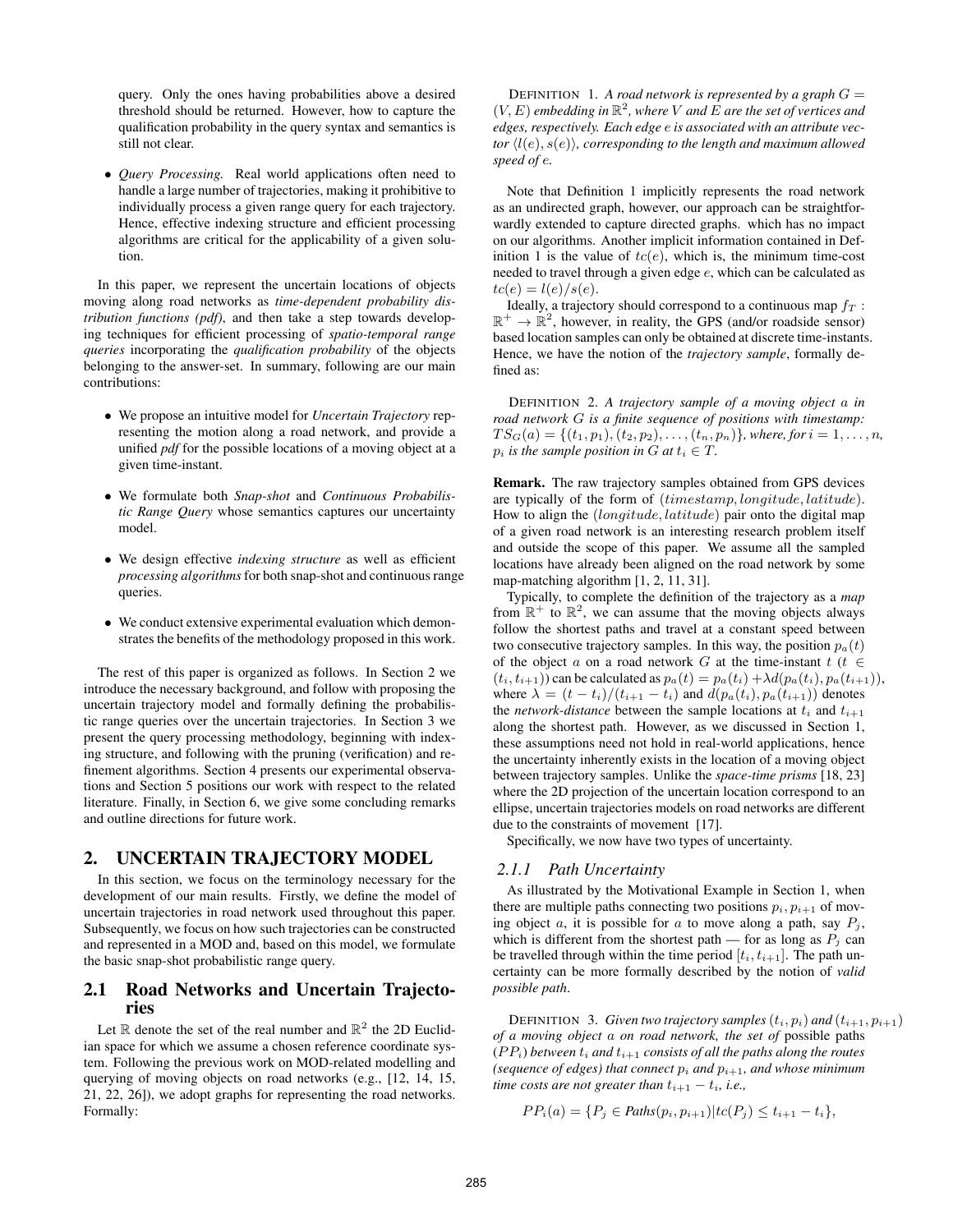query. Only the ones having probabilities above a desired threshold should be returned. However, how to capture the qualification probability in the query syntax and semantics is still not clear.

- *Query Processing.* Real world applications often need to handle a large number of trajectories, making it prohibitive to individually process a given range query for each trajectory. Hence, effective indexing structure and efficient processing algorithms are critical for the applicability of a given solution.

In this paper, we represent the uncertain locations of objects moving along road networks as *time-dependent probability distribution functions (pdf)*, and then take a step towards developing techniques for efficient processing of *spatio-temporal range queries* incorporating the *qualification probability* of the objects belonging to the answer-set. In summary, following are our main contributions:

- We propose an intuitive model for *Uncertain Trajectory* representing the motion along a road network, and provide a unified *pdf* for the possible locations of a moving object at a given time-instant.
- We formulate both *Snap-shot* and *Continuous Probabilistic Range Query* whose semantics captures our uncertainty model.
- We design effective *indexing structure* as well as efficient *processing algorithms* for both snap-shot and continuous range queries.
- We conduct extensive experimental evaluation which demonstrates the benefits of the methodology proposed in this work.

The rest of this paper is organized as follows. In Section 2 we introduce the necessary background, and follow with proposing the uncertain trajectory model and formally defining the probabilistic range queries over the uncertain trajectories. In Section 3 we present the query processing methodology, beginning with indexing structure, and following with the pruning (verification) and refinement algorithms. Section 4 presents our experimental observations and Section 5 positions our work with respect to the related literature. Finally, in Section 6, we give some concluding remarks and outline directions for future work.

## 2. UNCERTAIN TRAJECTORY MODEL

In this section, we focus on the terminology necessary for the development of our main results. Firstly, we define the model of uncertain trajectories in road network used throughout this paper. Subsequently, we focus on how such trajectories can be constructed and represented in a MOD and, based on this model, we formulate the basic snap-shot probabilistic range query.

### 2.1 Road Networks and Uncertain Trajectories

Let $\mathbb{R}$ denote the set of the real number and $\mathbb{R}^2$ the 2D Euclidian space for which we assume a chosen reference coordinate system. Following the previous work on MOD-related modelling and querying of moving objects on road networks (e.g., [12, 14, 15, 21, 22, 26]), we adopt graphs for representing the road networks. Formally:

DEFINITION 1. *A road network is represented by a graph $G = (V, E)$ embedding in $\mathbb{R}^2$, where $V$ and $E$ are the set of vertices and edges, respectively. Each edge $e$ is associated with an attribute vector $\langle l(e), s(e)\rangle$, corresponding to the length and maximum allowed speed of $e$.*

Note that Definition 1 implicitly represents the road network as an undirected graph, however, our approach can be straightforwardly extended to capture directed graphs. which has no impact on our algorithms. Another implicit information contained in Definition 1 is the value of $tc(e)$, which is, the minimum time-cost needed to travel through a given edge $e$, which can be calculated as $tc(e) = l(e)/s(e)$.

Ideally, a trajectory should correspond to a continuous map $f_T : \mathbb{R}^+ \rightarrow \mathbb{R}^2$, however, in reality, the GPS (and/or roadside sensor) based location samples can only be obtained at discrete time-instants. Hence, we have the notion of the *trajectory sample*, formally defined as:

DEFINITION 2. *A trajectory sample of a moving object $a$ in road network $G$ is a finite sequence of positions with timestamp: $TS_G(a) = \{(t_1, p_1), (t_2, p_2), \ldots, (t_n, p_n)\}$, where, for $i = 1, \ldots, n$, $p_i$ is the sample position in $G$ at $t_i \in T$.*

**Remark.** The raw trajectory samples obtained from GPS devices are typically of the form of $(timestamp, longitude, latitude)$. How to align the $(longitude, latitude)$ pair onto the digital map of a given road network is an interesting research problem itself and outside the scope of this paper. We assume all the sampled locations have already been aligned on the road network by some map-matching algorithm [1, 2, 11, 31].

Typically, to complete the definition of the trajectory as a *map* from $\mathbb{R}^+$ to $\mathbb{R}^2$, we can assume that the moving objects always follow the shortest paths and travel at a constant speed between two consecutive trajectory samples. In this way, the position $p_a(t)$ of the object $a$ on a road network $G$ at the time-instant $t$ ($t \in (t_i, t_{i+1})$) can be calculated as $p_a(t) = p_a(t_i) + \lambda d(p_a(t_i), p_a(t_{i+1}))$, where $\lambda = (t - t_i)/(t_{i+1} - t_i)$ and $d(p_a(t_i), p_a(t_{i+1}))$ denotes the *network-distance* between the sample locations at $t_i$ and $t_{i+1}$ along the shortest path. However, as we discussed in Section 1, these assumptions need not hold in real-world applications, hence the uncertainty inherently exists in the location of a moving object between trajectory samples. Unlike the *space-time prisms* [18, 23] where the 2D projection of the uncertain location correspond to an ellipse, uncertain trajectories models on road networks are different due to the constraints of movement [17].

Specifically, we now have two types of uncertainty.

#### 2.1.1 Path Uncertainty

As illustrated by the Motivational Example in Section 1, when there are multiple paths connecting two positions $p_i, p_{i+1}$ of moving object $a$, it is possible for $a$ to move along a path, say $P_j$, which is different from the shortest path — for as long as $P_j$ can be travelled through within the time period $[t_i, t_{i+1}]$. The path uncertainty can be more formally described by the notion of *valid possible path*.

DEFINITION 3. *Given two trajectory samples $(t_i, p_i)$ and $(t_{i+1}, p_{i+1})$ of a moving object $a$ on road network, the set of* possible paths *$(PP_i)$ between $t_i$ and $t_{i+1}$ consists of all the paths along the routes (sequence of edges) that connect $p_i$ and $p_{i+1}$, and whose minimum time costs are not greater than $t_{i+1} - t_i$, i.e.,*

$$PP_i(a) = \{P_j \in \textit{Paths}(p_i, p_{i+1}) | tc(P_j) \leq t_{i+1} - t_i\},$$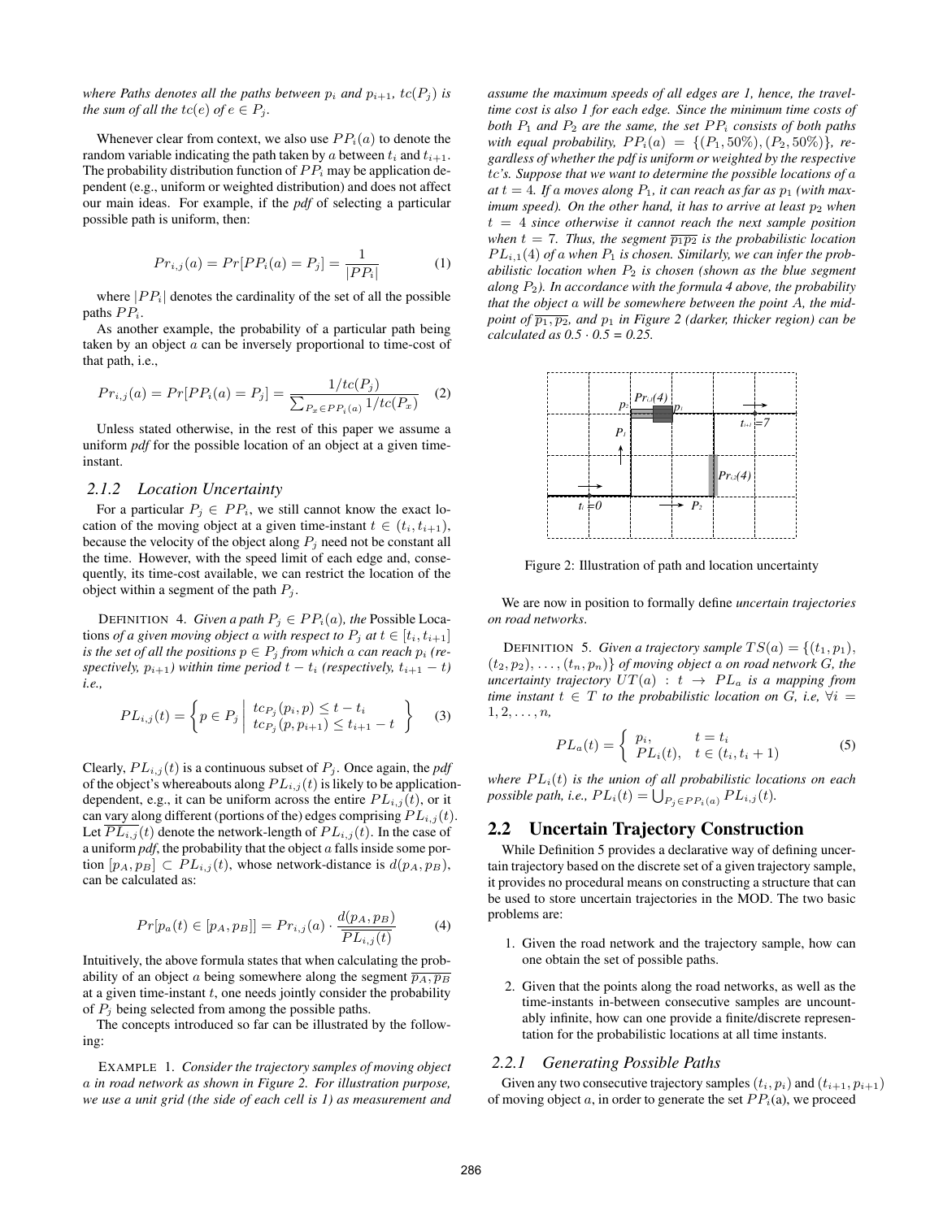*where Paths denotes all the paths between $p_i$ and $p_{i+1}$, $tc(P_j)$ is the sum of all the $tc(e)$ of $e \in P_j$.*

Whenever clear from context, we also use $PP_i(a)$ to denote the random variable indicating the path taken by $a$ between $t_i$ and $t_{i+1}$. The probability distribution function of $PP_i$ may be application dependent (e.g., uniform or weighted distribution) and does not affect our main ideas. For example, if the *pdf* of selecting a particular possible path is uniform, then:

$$Pr_{i,j}(a) = Pr[PP_i(a) = P_j] = \frac{1}{|PP_i|} \quad (1)$$

where $|PP_i|$ denotes the cardinality of the set of all the possible paths $PP_i$.

As another example, the probability of a particular path being taken by an object $a$ can be inversely proportional to time-cost of that path, i.e.,

$$Pr_{i,j}(a) = Pr[PP_i(a) = P_j] = \frac{1/tc(P_j)}{\sum_{P_x \in PP_i(a)} 1/tc(P_x)} \quad (2)$$

Unless stated otherwise, in the rest of this paper we assume a uniform *pdf* for the possible location of an object at a given time-instant.

### 2.1.2 Location Uncertainty

For a particular $P_j \in PP_i$, we still cannot know the exact location of the moving object at a given time-instant $t \in (t_i, t_{i+1})$, because the velocity of the object along $P_j$ need not be constant all the time. However, with the speed limit of each edge and, consequently, its time-cost available, we can restrict the location of the object within a segment of the path $P_j$.

DEFINITION 4. *Given a path $P_j \in PP_i(a)$, the* Possible Locations *of a given moving object $a$ with respect to $P_j$ at $t \in [t_i, t_{i+1}]$ is the set of all the positions $p \in P_j$ from which $a$ can reach $p_i$ (respectively, $p_{i+1}$) within time period $t - t_i$ (respectively, $t_{i+1} - t$) i.e.,*

$$PL_{i,j}(t) = \left\{ p \in P_j \;\middle|\; \begin{array}{l} tc_{P_j}(p_i, p) \leq t - t_i \\ tc_{P_j}(p, p_{i+1}) \leq t_{i+1} - t \end{array} \right\} \quad (3)$$

Clearly, $PL_{i,j}(t)$ is a continuous subset of $P_j$. Once again, the *pdf* of the object's whereabouts along $PL_{i,j}(t)$ is likely to be application-dependent, e.g., it can be uniform across the entire $PL_{i,j}(t)$, or it can vary along different (portions of the) edges comprising $PL_{i,j}(t)$. Let $\overline{PL_{i,j}}(t)$ denote the network-length of $PL_{i,j}(t)$. In the case of a uniform *pdf*, the probability that the object $a$ falls inside some portion $[p_A, p_B] \subset PL_{i,j}(t)$, whose network-distance is $d(p_A, p_B)$, can be calculated as:

$$Pr[p_a(t) \in [p_A, p_B]] = Pr_{i,j}(a) \cdot \frac{d(p_A, p_B)}{\overline{PL_{i,j}(t)}} \quad (4)$$

Intuitively, the above formula states that when calculating the probability of an object $a$ being somewhere along the segment $\overline{p_A, p_B}$ at a given time-instant $t$, one needs jointly consider the probability of $P_j$ being selected from among the possible paths.

The concepts introduced so far can be illustrated by the following:

EXAMPLE 1. *Consider the trajectory samples of moving object $a$ in road network as shown in Figure 2. For illustration purpose, we use a unit grid (the side of each cell is 1) as measurement and assume the maximum speeds of all edges are 1, hence, the travel-time cost is also 1 for each edge. Since the minimum time costs of both $P_1$ and $P_2$ are the same, the set $PP_i$ consists of both paths with equal probability, $PP_i(a) = \{(P_1, 50\%), (P_2, 50\%)\}$, regardless of whether the pdf is uniform or weighted by the respective $tc$'s. Suppose that we want to determine the possible locations of $a$ at $t = 4$. If $a$ moves along $P_1$, it can reach as far as $p_1$ (with maximum speed). On the other hand, it has to arrive at least $p_2$ when $t = 4$ since otherwise it cannot reach the next sample position when $t = 7$. Thus, the segment $\overline{p_1 p_2}$ is the probabilistic location $PL_{i,1}(4)$ of $a$ when $P_1$ is chosen. Similarly, we can infer the probabilistic location when $P_2$ is chosen (shown as the blue segment along $P_2$). In accordance with the formula 4 above, the probability that the object $a$ will be somewhere between the point A, the midpoint of $\overline{p_1, p_2}$, and $p_1$ in Figure 2 (darker, thicker region) can be calculated as 0.5 · 0.5 = 0.25.*

Figure 2: Illustration of path and location uncertainty

We are now in position to formally define *uncertain trajectories on road networks*.

DEFINITION 5. *Given a trajectory sample $TS(a) = \{(t_1, p_1), (t_2, p_2), \ldots, (t_n, p_n)\}$ of moving object $a$ on road network $G$, the uncertainty trajectory $UT(a) : t \to PL_a$ is a mapping from time instant $t \in T$ to the probabilistic location on $G$, i.e, $\forall i = 1, 2, \ldots, n$,*

$$PL_a(t) = \begin{cases} p_i, & t = t_i \\ PL_i(t), & t \in (t_i, t_i + 1) \end{cases} \quad (5)$$

*where $PL_i(t)$ is the union of all probabilistic locations on each possible path, i.e., $PL_i(t) = \bigcup_{P_j \in PP_i(a)} PL_{i,j}(t)$.*

## 2.2 Uncertain Trajectory Construction

While Definition 5 provides a declarative way of defining uncertain trajectory based on the discrete set of a given trajectory sample, it provides no procedural means on constructing a structure that can be used to store uncertain trajectories in the MOD. The two basic problems are:

1. Given the road network and the trajectory sample, how can one obtain the set of possible paths.
2. Given that the points along the road networks, as well as the time-instants in-between consecutive samples are uncountably infinite, how can one provide a finite/discrete representation for the probabilistic locations at all time instants.

### 2.2.1 Generating Possible Paths

Given any two consecutive trajectory samples $(t_i, p_i)$ and $(t_{i+1}, p_{i+1})$ of moving object $a$, in order to generate the set $PP_i$(a), we proceed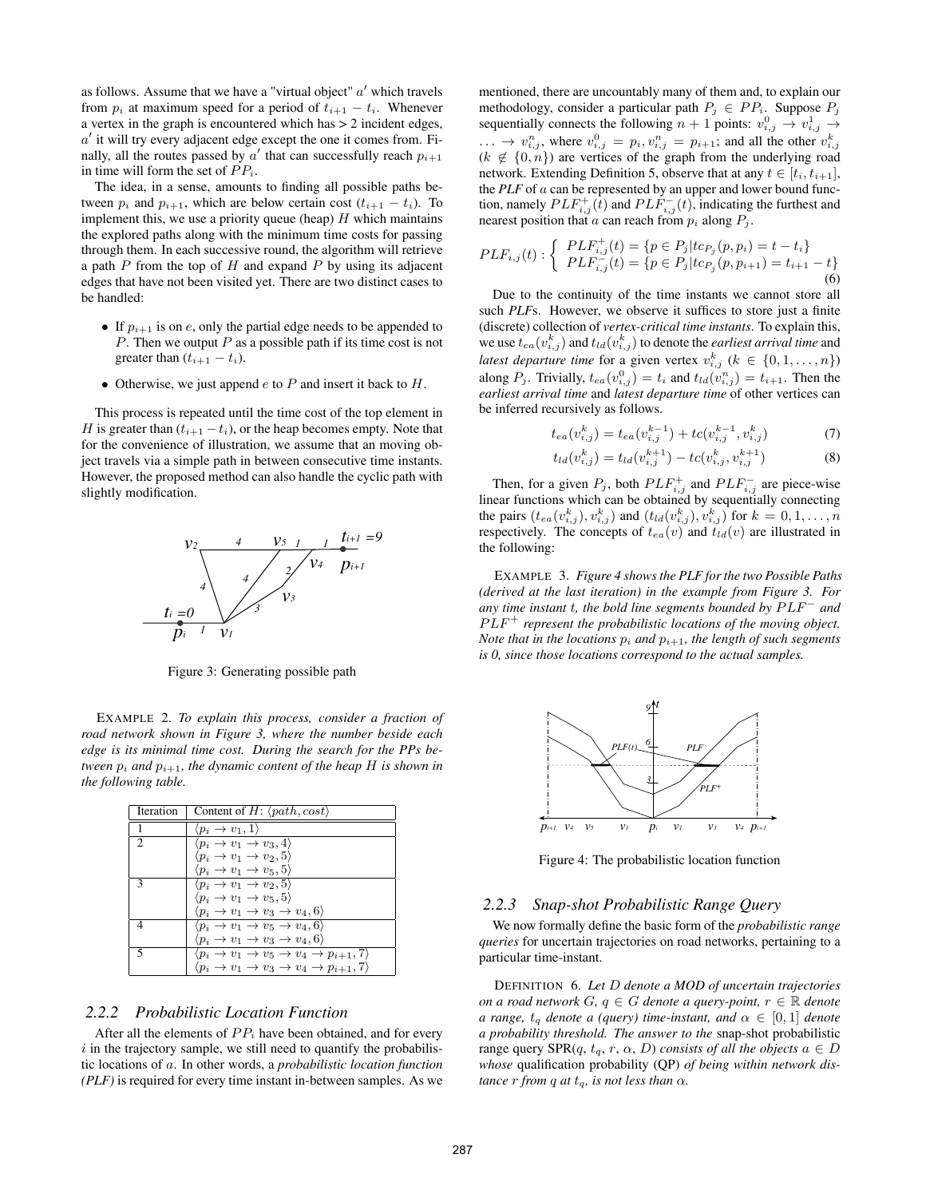as follows. Assume that we have a "virtual object" $a'$ which travels from $p_i$ at maximum speed for a period of $t_{i+1} - t_i$. Whenever a vertex in the graph is encountered which has > 2 incident edges, $a'$ it will try every adjacent edge except the one it comes from. Finally, all the routes passed by $a'$ that can successfully reach $p_{i+1}$ in time will form the set of $PP_i$.

The idea, in a sense, amounts to finding all possible paths between $p_i$ and $p_{i+1}$, which are below certain cost $(t_{i+1} - t_i)$. To implement this, we use a priority queue (heap) $H$ which maintains the explored paths along with the minimum time costs for passing through them. In each successive round, the algorithm will retrieve a path $P$ from the top of $H$ and expand $P$ by using its adjacent edges that have not been visited yet. There are two distinct cases to be handled:

- If $p_{i+1}$ is on $e$, only the partial edge needs to be appended to $P$. Then we output $P$ as a possible path if its time cost is not greater than $(t_{i+1} - t_i)$.
- Otherwise, we just append $e$ to $P$ and insert it back to $H$.

This process is repeated until the time cost of the top element in $H$ is greater than $(t_{i+1} - t_i)$, or the heap becomes empty. Note that for the convenience of illustration, we assume that an moving object travels via a simple path in between consecutive time instants. However, the proposed method can also handle the cyclic path with slightly modification.

Figure 3: Generating possible path

EXAMPLE 2. *To explain this process, consider a fraction of road network shown in Figure 3, where the number beside each edge is its minimal time cost. During the search for the PPs between $p_i$ and $p_{i+1}$, the dynamic content of the heap $H$ is shown in the following table.*

| Iteration | Content of $H$: $\langle path, cost\rangle$ |
|---|---|
| 1 | $\langle p_i \rightarrow v_1, 1\rangle$ |
| 2 | $\langle p_i \rightarrow v_1 \rightarrow v_3, 4\rangle$ |
| | $\langle p_i \rightarrow v_1 \rightarrow v_2, 5\rangle$ |
| | $\langle p_i \rightarrow v_1 \rightarrow v_5, 5\rangle$ |
| 3 | $\langle p_i \rightarrow v_1 \rightarrow v_2, 5\rangle$ |
| | $\langle p_i \rightarrow v_1 \rightarrow v_5, 5\rangle$ |
| | $\langle p_i \rightarrow v_1 \rightarrow v_3 \rightarrow v_4, 6\rangle$ |
| 4 | $\langle p_i \rightarrow v_1 \rightarrow v_5 \rightarrow v_4, 6\rangle$ |
| | $\langle p_i \rightarrow v_1 \rightarrow v_3 \rightarrow v_4, 6\rangle$ |
| 5 | $\langle p_i \rightarrow v_1 \rightarrow v_5 \rightarrow v_4 \rightarrow p_{i+1}, 7\rangle$ |
| | $\langle p_i \rightarrow v_1 \rightarrow v_3 \rightarrow v_4 \rightarrow p_{i+1}, 7\rangle$ |

### 2.2.2 Probabilistic Location Function

After all the elements of $PP_i$ have been obtained, and for every $i$ in the trajectory sample, we still need to quantify the probabilistic locations of $a$. In other words, a *probabilistic location function (PLF)* is required for every time instant in-between samples. As we mentioned, there are uncountably many of them and, to explain our methodology, consider a particular path $P_j \in PP_i$. Suppose $P_j$ sequentially connects the following $n+1$ points: $v^0_{i,j} \rightarrow v^1_{i,j} \rightarrow \ldots \rightarrow v^n_{i,j}$, where $v^0_{i,j} = p_i, v^n_{i,j} = p_{i+1}$; and all the other $v^k_{i,j}$ ($k \notin \{0, n\}$) are vertices of the graph from the underlying road network. Extending Definition 5, observe that at any $t \in [t_i, t_{i+1}]$, the *PLF* of $a$ can be represented by an upper and lower bound function, namely $PLF^+_{i,j}(t)$ and $PLF^-_{i,j}(t)$, indicating the furthest and nearest position that $a$ can reach from $p_i$ along $P_j$.

$$PLF_{i,j}(t) : \begin{cases} PLF^+_{i,j}(t) = \{p \in P_j | tc_{P_j}(p, p_i) = t - t_i\} \\ PLF^-_{i,j}(t) = \{p \in P_j | tc_{P_j}(p, p_{i+1}) = t_{i+1} - t\} \end{cases} \quad (6)$$

Due to the continuity of the time instants we cannot store all such *PLF*s. However, we observe it suffices to store just a finite (discrete) collection of *vertex-critical time instants*. To explain this, we use $t_{ea}(v^k_{i,j})$ and $t_{ld}(v^k_{i,j})$ to denote the *earliest arrival time* and *latest departure time* for a given vertex $v^k_{i,j}$ ($k \in \{0, 1, \ldots, n\}$) along $P_j$. Trivially, $t_{ea}(v^0_{i,j}) = t_i$ and $t_{ld}(v^n_{i,j}) = t_{i+1}$. Then the *earliest arrival time* and *latest departure time* of other vertices can be inferred recursively as follows.

$$t_{ea}(v^k_{i,j}) = t_{ea}(v^{k-1}_{i,j}) + tc(v^{k-1}_{i,j}, v^k_{i,j}) \quad (7)$$

$$t_{ld}(v^k_{i,j}) = t_{ld}(v^{k+1}_{i,j}) - tc(v^k_{i,j}, v^{k+1}_{i,j}) \quad (8)$$

Then, for a given $P_j$, both $PLF^+_{i,j}$ and $PLF^-_{i,j}$ are piece-wise linear functions which can be obtained by sequentially connecting the pairs $(t_{ea}(v^k_{i,j}), v^k_{i,j})$ and $(t_{ld}(v^k_{i,j}), v^k_{i,j})$ for $k = 0, 1, \ldots, n$ respectively. The concepts of $t_{ea}(v)$ and $t_{ld}(v)$ are illustrated in the following:

EXAMPLE 3. *Figure 4 shows the PLF for the two Possible Paths (derived at the last iteration) in the example from Figure 3. For any time instant $t$, the bold line segments bounded by $PLF^-$ and $PLF^+$ represent the probabilistic locations of the moving object. Note that in the locations $p_i$ and $p_{i+1}$, the length of such segments is 0, since those locations correspond to the actual samples.*

Figure 4: The probabilistic location function

### 2.2.3 Snap-shot Probabilistic Range Query

We now formally define the basic form of the *probabilistic range queries* for uncertain trajectories on road networks, pertaining to a particular time-instant.

DEFINITION 6. *Let $D$ denote a MOD of uncertain trajectories on a road network $G$, $q \in G$ denote a query-point, $r \in \mathbb{R}$ denote a range, $t_q$ denote a (query) time-instant, and $\alpha \in [0, 1]$ denote a probability threshold. The answer to the* snap-shot probabilistic range query SPR($q$, $t_q$, $r$, $\alpha$, $D$) *consists of all the objects $a \in D$ whose* qualification probability (QP) *of being within network distance $r$ from $q$ at $t_q$, is not less than $\alpha$.*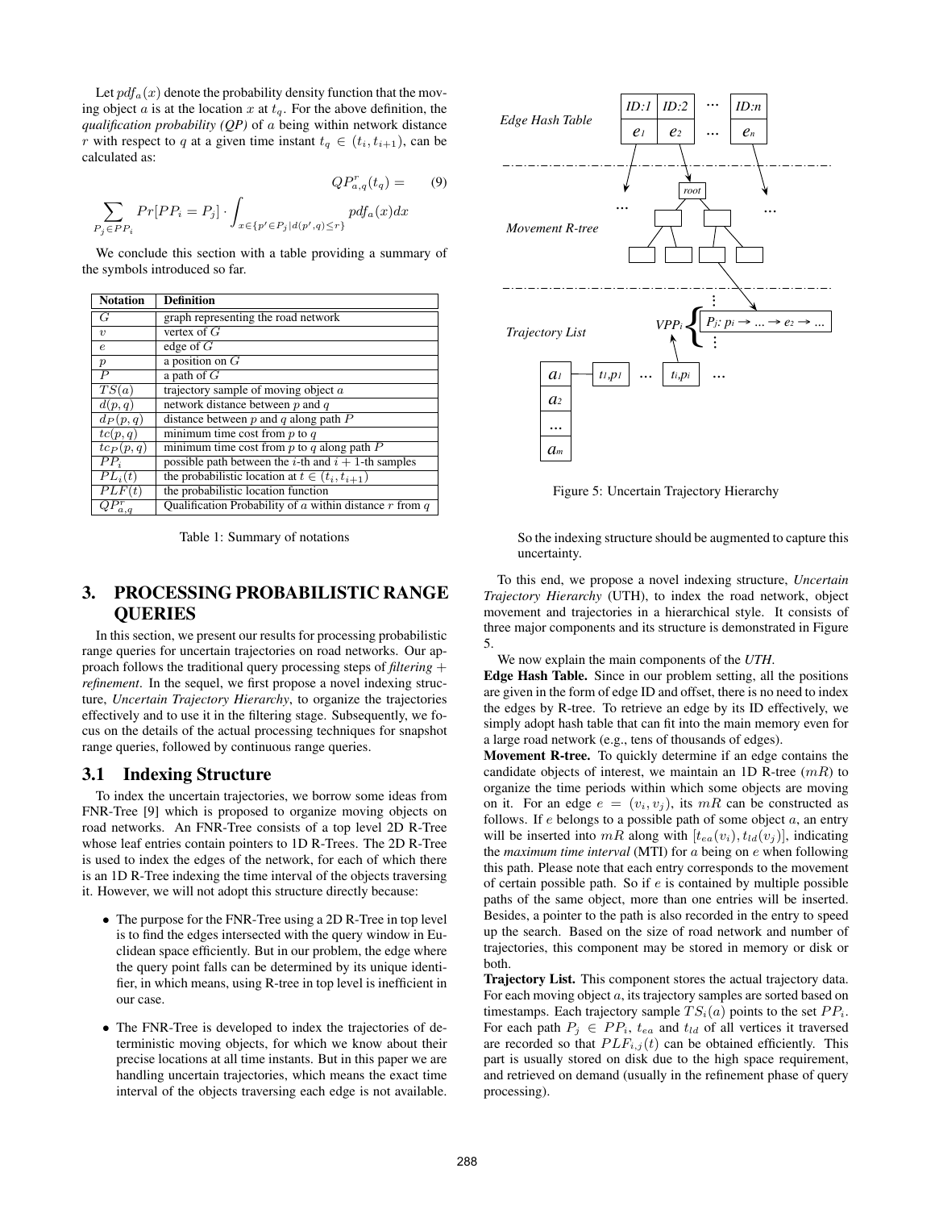Let $pdf_a(x)$ denote the probability density function that the moving object $a$ is at the location $x$ at $t_q$. For the above definition, the *qualification probability (QP)* of $a$ being within network distance $r$ with respect to $q$ at a given time instant $t_q \in (t_i, t_{i+1})$, can be calculated as:

$$QP^r_{a,q}(t_q) = \sum_{P_j \in PP_i} Pr[PP_i = P_j] \cdot \int_{x \in \{p' \in P_j | d(p',q) \leq r\}} pdf_a(x)dx \qquad (9)$$

We conclude this section with a table providing a summary of the symbols introduced so far.

| Notation | Definition |
|---|---|
| $G$ | graph representing the road network |
| $v$ | vertex of $G$ |
| $e$ | edge of $G$ |
| $p$ | a position on $G$ |
| $P$ | a path of $G$ |
| $TS(a)$ | trajectory sample of moving object $a$ |
| $d(p,q)$ | network distance between $p$ and $q$ |
| $d_P(p,q)$ | distance between $p$ and $q$ along path $P$ |
| $tc(p,q)$ | minimum time cost from $p$ to $q$ |
| $tc_P(p,q)$ | minimum time cost from $p$ to $q$ along path $P$ |
| $PP_i$ | possible path between the $i$-th and $i+1$-th samples |
| $PL_i(t)$ | the probabilistic location at $t \in (t_i, t_{i+1})$ |
| $PLF(t)$ | the probabilistic location function |
| $QP^r_{a,q}$ | Qualification Probability of $a$ within distance $r$ from $q$ |

Table 1: Summary of notations

# 3. PROCESSING PROBABILISTIC RANGE QUERIES

In this section, we present our results for processing probabilistic range queries for uncertain trajectories on road networks. Our approach follows the traditional query processing steps of *filtering + refinement*. In the sequel, we first propose a novel indexing structure, *Uncertain Trajectory Hierarchy*, to organize the trajectories effectively and to use it in the filtering stage. Subsequently, we focus on the details of the actual processing techniques for snapshot range queries, followed by continuous range queries.

## 3.1 Indexing Structure

To index the uncertain trajectories, we borrow some ideas from FNR-Tree [9] which is proposed to organize moving objects on road networks. An FNR-Tree consists of a top level 2D R-Tree whose leaf entries contain pointers to 1D R-Trees. The 2D R-Tree is used to index the edges of the network, for each of which there is an 1D R-Tree indexing the time interval of the objects traversing it. However, we will not adopt this structure directly because:

- The purpose for the FNR-Tree using a 2D R-Tree in top level is to find the edges intersected with the query window in Euclidean space efficiently. But in our problem, the edge where the query point falls can be determined by its unique identifier, in which means, using R-tree in top level is inefficient in our case.
- The FNR-Tree is developed to index the trajectories of deterministic moving objects, for which we know about their precise locations at all time instants. But in this paper we are handling uncertain trajectories, which means the exact time interval of the objects traversing each edge is not available. So the indexing structure should be augmented to capture this uncertainty.

Figure 5: Uncertain Trajectory Hierarchy

To this end, we propose a novel indexing structure, *Uncertain Trajectory Hierarchy* (UTH), to index the road network, object movement and trajectories in a hierarchical style. It consists of three major components and its structure is demonstrated in Figure 5.

We now explain the main components of the *UTH*.

**Edge Hash Table.** Since in our problem setting, all the positions are given in the form of edge ID and offset, there is no need to index the edges by R-tree. To retrieve an edge by its ID effectively, we simply adopt hash table that can fit into the main memory even for a large road network (e.g., tens of thousands of edges).

**Movement R-tree.** To quickly determine if an edge contains the candidate objects of interest, we maintain an 1D R-tree ($mR$) to organize the time periods within which some objects are moving on it. For an edge $e = (v_i, v_j)$, its $mR$ can be constructed as follows. If $e$ belongs to a possible path of some object $a$, an entry will be inserted into $mR$ along with $[t_{ea}(v_i), t_{ld}(v_j)]$, indicating the *maximum time interval* (MTI) for $a$ being on $e$ when following this path. Please note that each entry corresponds to the movement of certain possible path. So if $e$ is contained by multiple possible paths of the same object, more than one entries will be inserted. Besides, a pointer to the path is also recorded in the entry to speed up the search. Based on the size of road network and number of trajectories, this component may be stored in memory or disk or both.

**Trajectory List.** This component stores the actual trajectory data. For each moving object $a$, its trajectory samples are sorted based on timestamps. Each trajectory sample $TS_i(a)$ points to the set $PP_i$. For each path $P_j \in PP_i$, $t_{ea}$ and $t_{ld}$ of all vertices it traversed are recorded so that $PLF_{i,j}(t)$ can be obtained efficiently. This part is usually stored on disk due to the high space requirement, and retrieved on demand (usually in the refinement phase of query processing).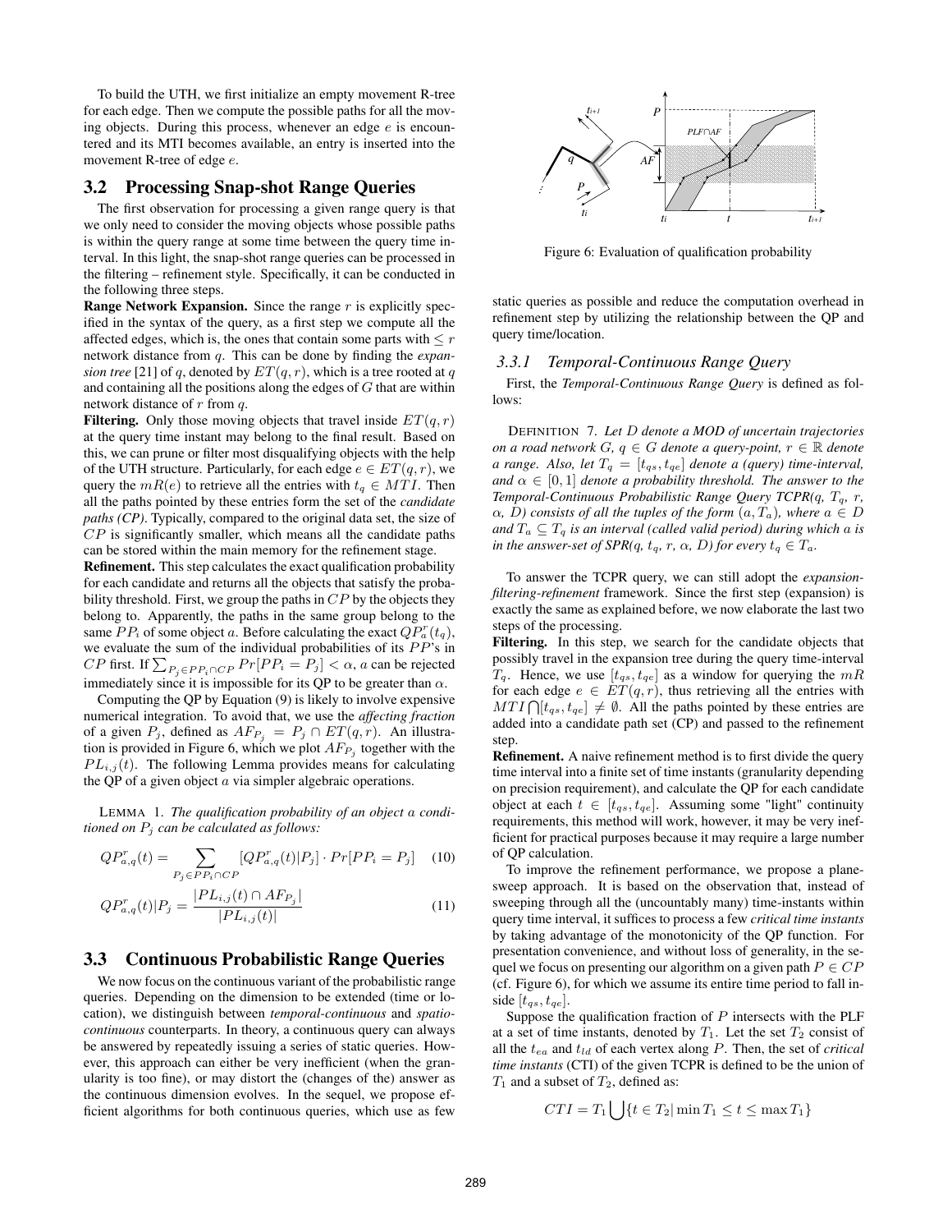To build the UTH, we first initialize an empty movement R-tree for each edge. Then we compute the possible paths for all the moving objects. During this process, whenever an edge $e$ is encountered and its MTI becomes available, an entry is inserted into the movement R-tree of edge $e$.

## 3.2 Processing Snap-shot Range Queries

The first observation for processing a given range query is that we only need to consider the moving objects whose possible paths is within the query range at some time between the query time interval. In this light, the snap-shot range queries can be processed in the filtering – refinement style. Specifically, it can be conducted in the following three steps.

**Range Network Expansion.** Since the range $r$ is explicitly specified in the syntax of the query, as a first step we compute all the affected edges, which is, the ones that contain some parts with $\leq r$ network distance from $q$. This can be done by finding the *expansion tree* [21] of $q$, denoted by $ET(q, r)$, which is a tree rooted at $q$ and containing all the positions along the edges of $G$ that are within network distance of $r$ from $q$.

**Filtering.** Only those moving objects that travel inside $ET(q, r)$ at the query time instant may belong to the final result. Based on this, we can prune or filter most disqualifying objects with the help of the UTH structure. Particularly, for each edge $e \in ET(q, r)$, we query the $mR(e)$ to retrieve all the entries with $t_q \in MTI$. Then all the paths pointed by these entries form the set of the *candidate paths (CP)*. Typically, compared to the original data set, the size of $CP$ is significantly smaller, which means all the candidate paths can be stored within the main memory for the refinement stage.

**Refinement.** This step calculates the exact qualification probability for each candidate and returns all the objects that satisfy the probability threshold. First, we group the paths in $CP$ by the objects they belong to. Apparently, the paths in the same group belong to the same $PP_i$ of some object $a$. Before calculating the exact $QP^r_a(t_q)$, we evaluate the sum of the individual probabilities of its $PP$'s in $CP$ first. If $\sum_{P_j \in PP_i \cap CP} Pr[PP_i = P_j] < \alpha$, $a$ can be rejected immediately since it is impossible for its QP to be greater than $\alpha$.

Computing the QP by Equation (9) is likely to involve expensive numerical integration. To avoid that, we use the *affecting fraction* of a given $P_j$, defined as $AF_{P_j} = P_j \cap ET(q, r)$. An illustration is provided in Figure 6, which we plot $AF_{P_j}$ together with the $PL_{i,j}(t)$. The following Lemma provides means for calculating the QP of a given object $a$ via simpler algebraic operations.

LEMMA 1. *The qualification probability of an object $a$ conditioned on $P_j$ can be calculated as follows:*

$$QP^r_{a,q}(t) = \sum_{P_j \in PP_i \cap CP} [QP^r_{a,q}(t)|P_j] \cdot Pr[PP_i = P_j] \quad (10)$$

$$QP^r_{a,q}(t)|P_j = \frac{|PL_{i,j}(t) \cap AF_{P_j}|}{|PL_{i,j}(t)|} \quad (11)$$

## 3.3 Continuous Probabilistic Range Queries

We now focus on the continuous variant of the probabilistic range queries. Depending on the dimension to be extended (time or location), we distinguish between *temporal-continuous* and *spatio-continuous* counterparts. In theory, a continuous query can always be answered by repeatedly issuing a series of static queries. However, this approach can either be very inefficient (when the granularity is too fine), or may distort the (changes of the) answer as the continuous dimension evolves. In the sequel, we propose efficient algorithms for both continuous queries, which use as few static queries as possible and reduce the computation overhead in refinement step by utilizing the relationship between the QP and query time/location.

Figure 6: Evaluation of qualification probability

### 3.3.1 Temporal-Continuous Range Query

First, the *Temporal-Continuous Range Query* is defined as follows:

DEFINITION 7. *Let $D$ denote a MOD of uncertain trajectories on a road network $G$, $q \in G$ denote a query-point, $r \in \mathbb{R}$ denote a range. Also, let $T_q = [t_{qs}, t_{qe}]$ denote a (query) time-interval, and $\alpha \in [0, 1]$ denote a probability threshold. The answer to the Temporal-Continuous Probabilistic Range Query TCPR(q, $T_q$, r, $\alpha$, D) consists of all the tuples of the form $(a, T_a)$, where $a \in D$ and $T_a \subseteq T_q$ is an interval (called valid period) during which $a$ is in the answer-set of SPR(q, $t_q$, r, $\alpha$, D) for every $t_q \in T_a$.*

To answer the TCPR query, we can still adopt the *expansion-filtering-refinement* framework. Since the first step (expansion) is exactly the same as explained before, we now elaborate the last two steps of the processing.

**Filtering.** In this step, we search for the candidate objects that possibly travel in the expansion tree during the query time-interval $T_q$. Hence, we use $[t_{qs}, t_{qe}]$ as a window for querying the $mR$ for each edge $e \in ET(q, r)$, thus retrieving all the entries with $MTI \bigcap [t_{qs}, t_{qe}] \neq \emptyset$. All the paths pointed by these entries are added into a candidate path set (CP) and passed to the refinement step.

**Refinement.** A naive refinement method is to first divide the query time interval into a finite set of time instants (granularity depending on precision requirement), and calculate the QP for each candidate object at each $t \in [t_{qs}, t_{qe}]$. Assuming some "light" continuity requirements, this method will work, however, it may be very inefficient for practical purposes because it may require a large number of QP calculation.

To improve the refinement performance, we propose a plane-sweep approach. It is based on the observation that, instead of sweeping through all the (uncountably many) time-instants within query time interval, it suffices to process a few *critical time instants* by taking advantage of the monotonicity of the QP function. For presentation convenience, and without loss of generality, in the sequel we focus on presenting our algorithm on a given path $P \in CP$ (cf. Figure 6), for which we assume its entire time period to fall inside $[t_{qs}, t_{qe}]$.

Suppose the qualification fraction of $P$ intersects with the PLF at a set of time instants, denoted by $T_1$. Let the set $T_2$ consist of all the $t_{ea}$ and $t_{ld}$ of each vertex along $P$. Then, the set of *critical time instants* (CTI) of the given TCPR is defined to be the union of $T_1$ and a subset of $T_2$, defined as:

$$CTI = T_1 \bigcup \{t \in T_2 | \min T_1 \leq t \leq \max T_1\}$$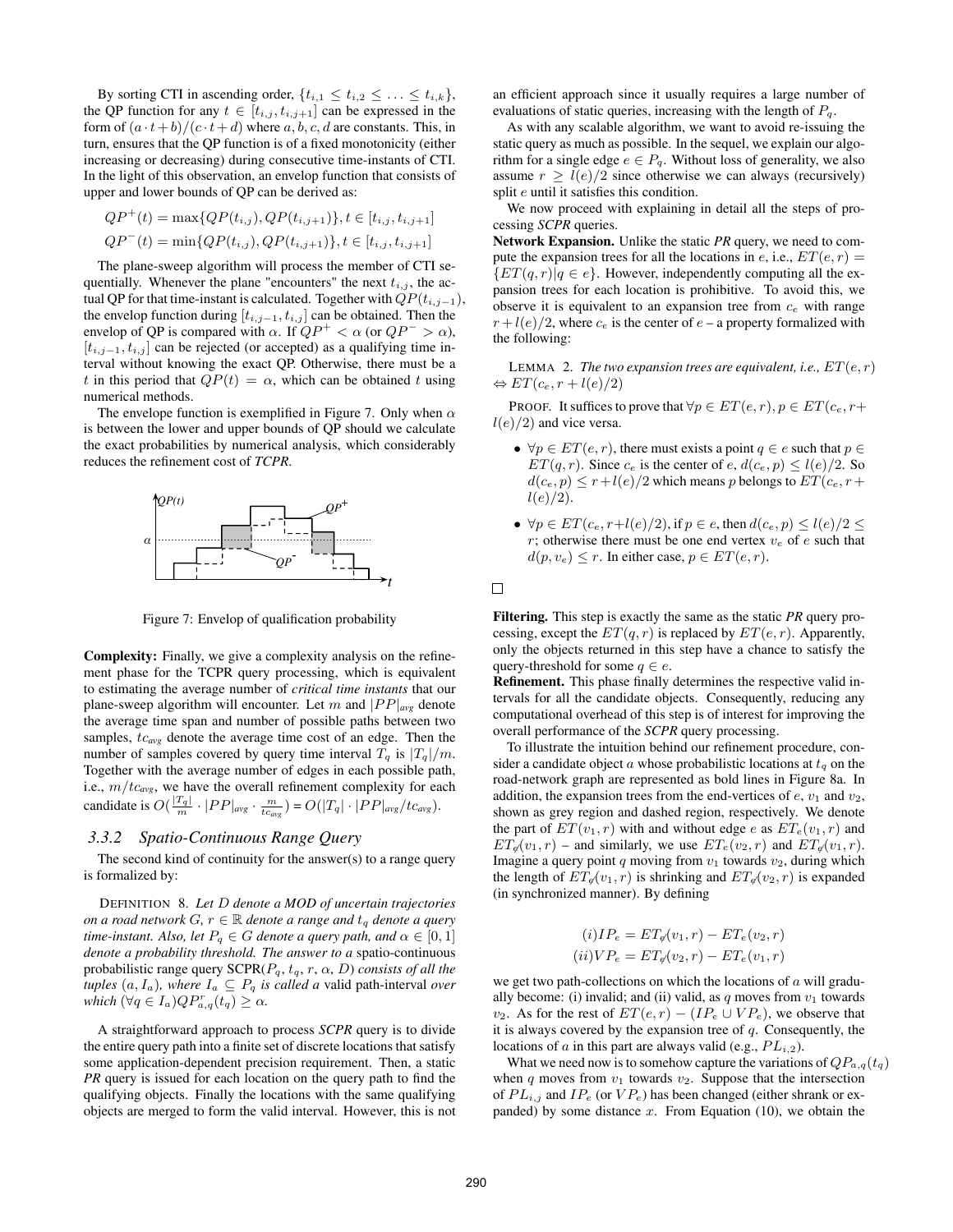By sorting CTI in ascending order, $\{t_{i,1} \leq t_{i,2} \leq \ldots \leq t_{i,k}\}$, the QP function for any $t \in [t_{i,j}, t_{i,j+1}]$ can be expressed in the form of $(a \cdot t + b)/(c \cdot t + d)$ where $a, b, c, d$ are constants. This, in turn, ensures that the QP function is of a fixed monotonicity (either increasing or decreasing) during consecutive time-instants of CTI. In the light of this observation, an envelop function that consists of upper and lower bounds of QP can be derived as:

$$QP^{+}(t) = \max\{QP(t_{i,j}), QP(t_{i,j+1})\}, t \in [t_{i,j}, t_{i,j+1}]$$

$$QP^{-}(t) = \min\{QP(t_{i,j}), QP(t_{i,j+1})\}, t \in [t_{i,j}, t_{i,j+1}]$$

The plane-sweep algorithm will process the member of CTI sequentially. Whenever the plane "encounters" the next $t_{i,j}$, the actual QP for that time-instant is calculated. Together with $QP(t_{i,j-1})$, the envelop function during $[t_{i,j-1}, t_{i,j}]$ can be obtained. Then the envelop of QP is compared with $\alpha$. If $QP^{+} < \alpha$ (or $QP^{-} > \alpha$), $[t_{i,j-1}, t_{i,j}]$ can be rejected (or accepted) as a qualifying time interval without knowing the exact QP. Otherwise, there must be a $t$ in this period that $QP(t) = \alpha$, which can be obtained $t$ using numerical methods.

The envelope function is exemplified in Figure 7. Only when $\alpha$ is between the lower and upper bounds of QP should we calculate the exact probabilities by numerical analysis, which considerably reduces the refinement cost of ***TCPR***.

Figure 7: Envelop of qualification probability

**Complexity:** Finally, we give a complexity analysis on the refinement phase for the TCPR query processing, which is equivalent to estimating the average number of *critical time instants* that our plane-sweep algorithm will encounter. Let $m$ and $|PP|_{avg}$ denote the average time span and number of possible paths between two samples, $tc_{avg}$ denote the average time cost of an edge. Then the number of samples covered by query time interval $T_q$ is $|T_q|/m$. Together with the average number of edges in each possible path, i.e., $m/tc_{avg}$, we have the overall refinement complexity for each candidate is $O(\frac{|T_q|}{m} \cdot |PP|_{avg} \cdot \frac{m}{tc_{avg}}) = O(|T_q| \cdot |PP|_{avg}/tc_{avg})$.

### 3.3.2 Spatio-Continuous Range Query

The second kind of continuity for the answer(s) to a range query is formalized by:

DEFINITION 8. *Let $D$ denote a MOD of uncertain trajectories on a road network $G$, $r \in \mathbb{R}$ denote a range and $t_q$ denote a query time-instant. Also, let $P_q \in G$ denote a query path, and $\alpha \in [0, 1]$ denote a probability threshold. The answer to a* spatio-continuous probabilistic range query SCPR($P_q$, $t_q$, $r$, $\alpha$, $D$) *consists of all the tuples $(a, I_a)$, where $I_a \subseteq P_q$ is called a* valid path-interval *over which $(\forall q \in I_a) QP^{r}_{a,q}(t_q) \geq \alpha$.*

A straightforward approach to process ***SCPR*** query is to divide the entire query path into a finite set of discrete locations that satisfy some application-dependent precision requirement. Then, a static ***PR*** query is issued for each location on the query path to find the qualifying objects. Finally the locations with the same qualifying objects are merged to form the valid interval. However, this is not an efficient approach since it usually requires a large number of evaluations of static queries, increasing with the length of $P_q$.

As with any scalable algorithm, we want to avoid re-issuing the static query as much as possible. In the sequel, we explain our algorithm for a single edge $e \in P_q$. Without loss of generality, we also assume $r \geq l(e)/2$ since otherwise we can always (recursively) split $e$ until it satisfies this condition.

We now proceed with explaining in detail all the steps of processing ***SCPR*** queries.

**Network Expansion.** Unlike the static ***PR*** query, we need to compute the expansion trees for all the locations in $e$, i.e., $ET(e, r) = \{ET(q, r) | q \in e\}$. However, independently computing all the expansion trees for each location is prohibitive. To avoid this, we observe it is equivalent to an expansion tree from $c_e$ with range $r + l(e)/2$, where $c_e$ is the center of $e$ – a property formalized with the following:

LEMMA 2. *The two expansion trees are equivalent, i.e., $ET(e, r) \Leftrightarrow ET(c_e, r + l(e)/2)$*

PROOF. It suffices to prove that $\forall p \in ET(e, r), p \in ET(c_e, r + l(e)/2)$ and vice versa.

- $\forall p \in ET(e, r)$, there must exists a point $q \in e$ such that $p \in ET(q, r)$. Since $c_e$ is the center of $e$, $d(c_e, p) \leq l(e)/2$. So $d(c_e, p) \leq r + l(e)/2$ which means $p$ belongs to $ET(c_e, r + l(e)/2)$.
- $\forall p \in ET(c_e, r + l(e)/2)$, if $p \in e$, then $d(c_e, p) \leq l(e)/2 \leq r$; otherwise there must be one end vertex $v_e$ of $e$ such that $d(p, v_e) \leq r$. In either case, $p \in ET(e, r)$.

□

**Filtering.** This step is exactly the same as the static ***PR*** query processing, except the $ET(q, r)$ is replaced by $ET(e, r)$. Apparently, only the objects returned in this step have a chance to satisfy the query-threshold for $q \in e$.

**Refinement.** This phase finally determines the respective valid intervals for all the candidate objects. Consequently, reducing any computational overhead of this step is of interest for improving the overall performance of the ***SCPR*** query processing.

To illustrate the intuition behind our refinement procedure, consider a candidate object $a$ whose probabilistic locations at $t_q$ on the road-network graph are represented as bold lines in Figure 8a. In addition, the expansion trees from the end-vertices of $e$, $v_1$ and $v_2$, shown as grey region and dashed region, respectively. We denote the part of $ET(v_1, r)$ with and without edge $e$ as $ET_e(v_1, r)$ and $ET_{\not e}(v_1, r)$ – and similarly, we use $ET_e(v_2, r)$ and $ET_{\not e}(v_1, r)$. Imagine a query point $q$ moving from $v_1$ towards $v_2$, during which the length of $ET_{\not e}(v_1, r)$ is shrinking and $ET_{\not e}(v_2, r)$ is expanded (in synchronized manner). By defining

$$(i) IP_e = ET_{\not e}(v_1, r) - ET_e(v_2, r)$$

$$(ii) VP_e = ET_{\not e}(v_2, r) - ET_e(v_1, r)$$

we get two path-collections on which the locations of $a$ will gradually become: (i) invalid; and (ii) valid, as $q$ moves from $v_1$ towards $v_2$. As for the rest of $ET(e, r) - (IP_e \cup VP_e)$, we observe that it is always covered by the expansion tree of $q$. Consequently, the locations of $a$ in this part are always valid (e.g., $PL_{i,2}$).

What we need now is to somehow capture the variations of $QP_{a,q}(t_q)$ when $q$ moves from $v_1$ towards $v_2$. Suppose that the intersection of $PL_{i,j}$ and $IP_e$ (or $VP_e$) has been changed (either shrank or expanded) by some distance $x$. From Equation (10), we obtain the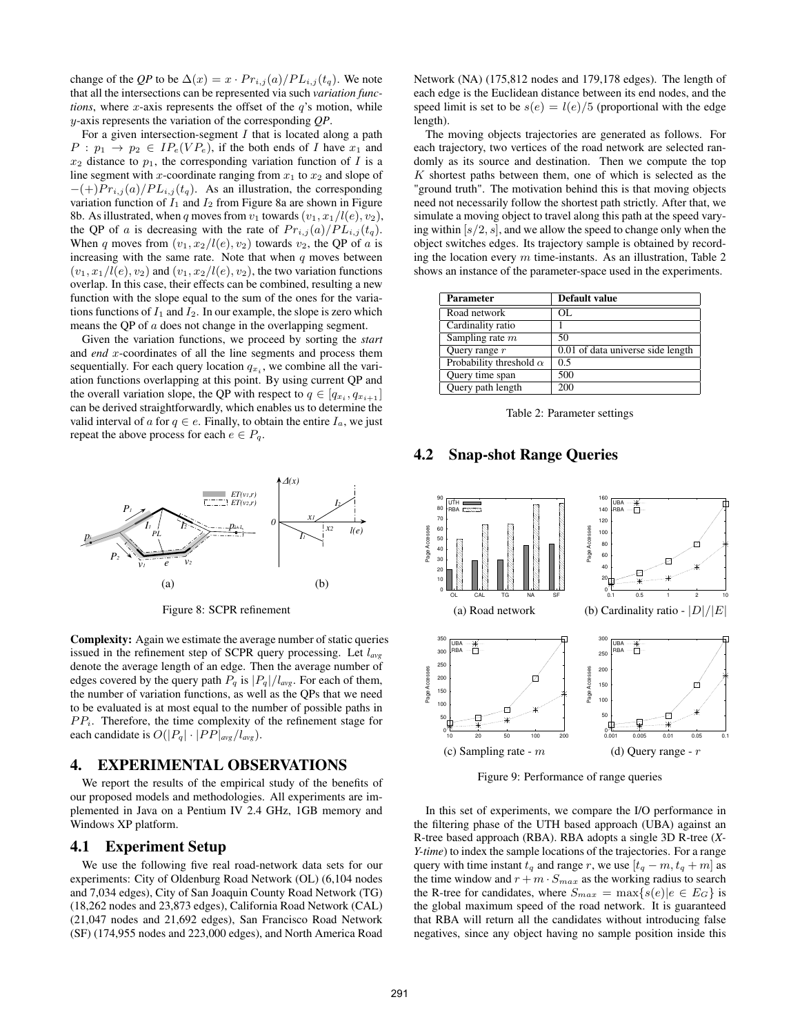change of the *QP* to be $\Delta(x) = x \cdot Pr_{i,j}(a)/PL_{i,j}(t_q)$. We note that all the intersections can be represented via such *variation functions*, where $x$-axis represents the offset of the $q$'s motion, while $y$-axis represents the variation of the corresponding *QP*.

For a given intersection-segment $I$ that is located along a path $P : p_1 \rightarrow p_2 \in IP_e(VP_e)$, if the both ends of $I$ have $x_1$ and $x_2$ distance to $p_1$, the corresponding variation function of $I$ is a line segment with $x$-coordinate ranging from $x_1$ to $x_2$ and slope of $-(+)Pr_{i,j}(a)/PL_{i,j}(t_q)$. As an illustration, the corresponding variation function of $I_1$ and $I_2$ from Figure 8a are shown in Figure 8b. As illustrated, when $q$ moves from $v_1$ towards $(v_1, x_1/l(e), v_2)$, the QP of $a$ is decreasing with the rate of $Pr_{i,j}(a)/PL_{i,j}(t_q)$. When $q$ moves from $(v_1, x_2/l(e), v_2)$ towards $v_2$, the QP of $a$ is increasing with the same rate. Note that when $q$ moves between $(v_1, x_1/l(e), v_2)$ and $(v_1, x_2/l(e), v_2)$, the two variation functions overlap. In this case, their effects can be combined, resulting a new function with the slope equal to the sum of the ones for the variations functions of $I_1$ and $I_2$. In our example, the slope is zero which means the QP of $a$ does not change in the overlapping segment.

Given the variation functions, we proceed by sorting the *start* and *end* $x$-coordinates of all the line segments and process them sequentially. For each query location $q_{x_i}$, we combine all the variation functions overlapping at this point. By using current QP and the overall variation slope, the QP with respect to $q \in [q_{x_i}, q_{x_{i+1}}]$ can be derived straightforwardly, which enables us to determine the valid interval of $a$ for $q \in e$. Finally, to obtain the entire $I_a$, we just repeat the above process for each $e \in P_q$.

Figure 8: SCPR refinement

**Complexity:** Again we estimate the average number of static queries issued in the refinement step of SCPR query processing. Let $l_{avg}$ denote the average length of an edge. Then the average number of edges covered by the query path $P_q$ is $|P_q|/l_{avg}$. For each of them, the number of variation functions, as well as the QPs that we need to be evaluated is at most equal to the number of possible paths in $PP_i$. Therefore, the time complexity of the refinement stage for each candidate is $O(|P_q| \cdot |PP|_{avg}/l_{avg})$.

# 4. EXPERIMENTAL OBSERVATIONS

We report the results of the empirical study of the benefits of our proposed models and methodologies. All experiments are implemented in Java on a Pentium IV 2.4 GHz, 1GB memory and Windows XP platform.

## 4.1 Experiment Setup

We use the following five real road-network data sets for our experiments: City of Oldenburg Road Network (OL) (6,104 nodes and 7,034 edges), City of San Joaquin County Road Network (TG) (18,262 nodes and 23,873 edges), California Road Network (CAL) (21,047 nodes and 21,692 edges), San Francisco Road Network (SF) (174,955 nodes and 223,000 edges), and North America Road Network (NA) (175,812 nodes and 179,178 edges). The length of each edge is the Euclidean distance between its end nodes, and the speed limit is set to be $s(e) = l(e)/5$ (proportional with the edge length).

The moving objects trajectories are generated as follows. For each trajectory, two vertices of the road network are selected randomly as its source and destination. Then we compute the top $K$ shortest paths between them, one of which is selected as the "ground truth". The motivation behind this is that moving objects need not necessarily follow the shortest path strictly. After that, we simulate a moving object to travel along this path at the speed varying within $[s/2, s]$, and we allow the speed to change only when the object switches edges. Its trajectory sample is obtained by recording the location every $m$ time-instants. As an illustration, Table 2 shows an instance of the parameter-space used in the experiments.

| Parameter | Default value |
|---|---|
| Road network | OL |
| Cardinality ratio | 1 |
| Sampling rate $m$ | 50 |
| Query range $r$ | 0.01 of data universe side length |
| Probability threshold $\alpha$ | 0.5 |
| Query time span | 500 |
| Query path length | 200 |

Table 2: Parameter settings

## 4.2 Snap-shot Range Queries

(a) Road network (b) Cardinality ratio - $|D|/|E|$

(c) Sampling rate - $m$ (d) Query range - $r$

Figure 9: Performance of range queries

In this set of experiments, we compare the I/O performance in the filtering phase of the UTH based approach (UBA) against an R-tree based approach (RBA). RBA adopts a single 3D R-tree (*X-Y-time*) to index the sample locations of the trajectories. For a range query with time instant $t_q$ and range $r$, we use $[t_q - m, t_q + m]$ as the time window and $r + m \cdot S_{max}$ as the working radius to search the R-tree for candidates, where $S_{max} = \max\{s(e)|e \in E_G\}$ is the global maximum speed of the road network. It is guaranteed that RBA will return all the candidates without introducing false negatives, since any object having no sample position inside this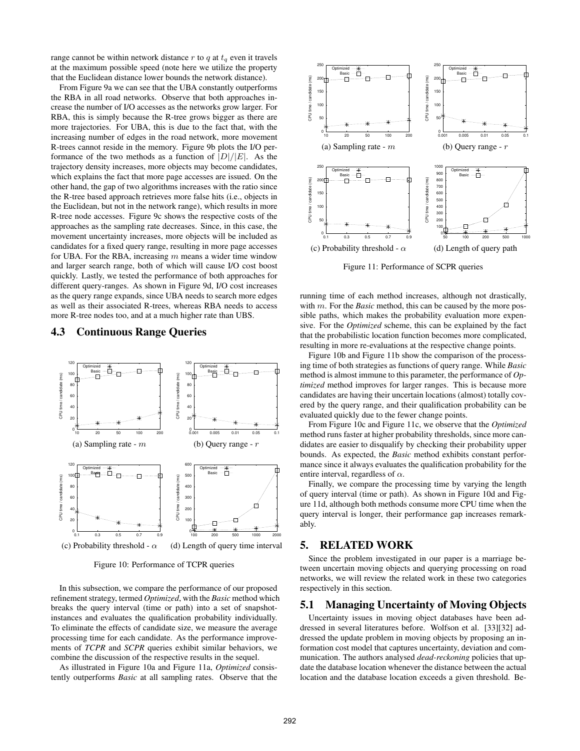range cannot be within network distance $r$ to $q$ at $t_q$ even it travels at the maximum possible speed (note here we utilize the property that the Euclidean distance lower bounds the network distance).

From Figure 9a we can see that the UBA constantly outperforms the RBA in all road networks. Observe that both approaches increase the number of I/O accesses as the networks grow larger. For RBA, this is simply because the R-tree grows bigger as there are more trajectories. For UBA, this is due to the fact that, with the increasing number of edges in the road network, more movement R-trees cannot reside in the memory. Figure 9b plots the I/O performance of the two methods as a function of $|D|/|E|$. As the trajectory density increases, more objects may become candidates, which explains the fact that more page accesses are issued. On the other hand, the gap of two algorithms increases with the ratio since the R-tree based approach retrieves more false hits (i.e., objects in the Euclidean, but not in the network range), which results in more R-tree node accesses. Figure 9c shows the respective costs of the approaches as the sampling rate decreases. Since, in this case, the movement uncertainty increases, more objects will be included as candidates for a fixed query range, resulting in more page accesses for UBA. For the RBA, increasing $m$ means a wider time window and larger search range, both of which will cause I/O cost boost quickly. Lastly, we tested the performance of both approaches for different query-ranges. As shown in Figure 9d, I/O cost increases as the query range expands, since UBA needs to search more edges as well as their associated R-trees, whereas RBA needs to access more R-tree nodes too, and at a much higher rate than UBS.

## 4.3 Continuous Range Queries

(a) Sampling rate - $m$ (b) Query range - $r$

(c) Probability threshold - $\alpha$ (d) Length of query time interval

Figure 10: Performance of TCPR queries

In this subsection, we compare the performance of our proposed refinement strategy, termed *Optimized*, with the *Basic* method which breaks the query interval (time or path) into a set of snapshot-instances and evaluates the qualification probability individually. To eliminate the effects of candidate size, we measure the average processing time for each candidate. As the performance improvements of *TCPR* and *SCPR* queries exhibit similar behaviors, we combine the discussion of the respective results in the sequel.

As illustrated in Figure 10a and Figure 11a, *Optimized* consistently outperforms *Basic* at all sampling rates. Observe that the

(a) Sampling rate - $m$ (b) Query range - $r$

(c) Probability threshold - $\alpha$ (d) Length of query path

Figure 11: Performance of SCPR queries

running time of each method increases, although not drastically, with $m$. For the *Basic* method, this can be caused by the more possible paths, which makes the probability evaluation more expensive. For the *Optimized* scheme, this can be explained by the fact that the probabilistic location function becomes more complicated, resulting in more re-evaluations at the respective change points.

Figure 10b and Figure 11b show the comparison of the processing time of both strategies as functions of query range. While *Basic* method is almost immune to this parameter, the performance of *Optimized* method improves for larger ranges. This is because more candidates are having their uncertain locations (almost) totally covered by the query range, and their qualification probability can be evaluated quickly due to the fewer change points.

From Figure 10c and Figure 11c, we observe that the *Optimized* method runs faster at higher probability thresholds, since more candidates are easier to disqualify by checking their probability upper bounds. As expected, the *Basic* method exhibits constant performance since it always evaluates the qualification probability for the entire interval, regardless of $\alpha$.

Finally, we compare the processing time by varying the length of query interval (time or path). As shown in Figure 10d and Figure 11d, although both methods consume more CPU time when the query interval is longer, their performance gap increases remarkably.

# 5. RELATED WORK

Since the problem investigated in our paper is a marriage between uncertain moving objects and querying processing on road networks, we will review the related work in these two categories respectively in this section.

## 5.1 Managing Uncertainty of Moving Objects

Uncertainty issues in moving object databases have been addressed in several literatures before. Wolfson et al. [33][32] addressed the update problem in moving objects by proposing an information cost model that captures uncertainty, deviation and communication. The authors analysed *dead-reckoning* policies that update the database location whenever the distance between the actual location and the database location exceeds a given threshold. Be-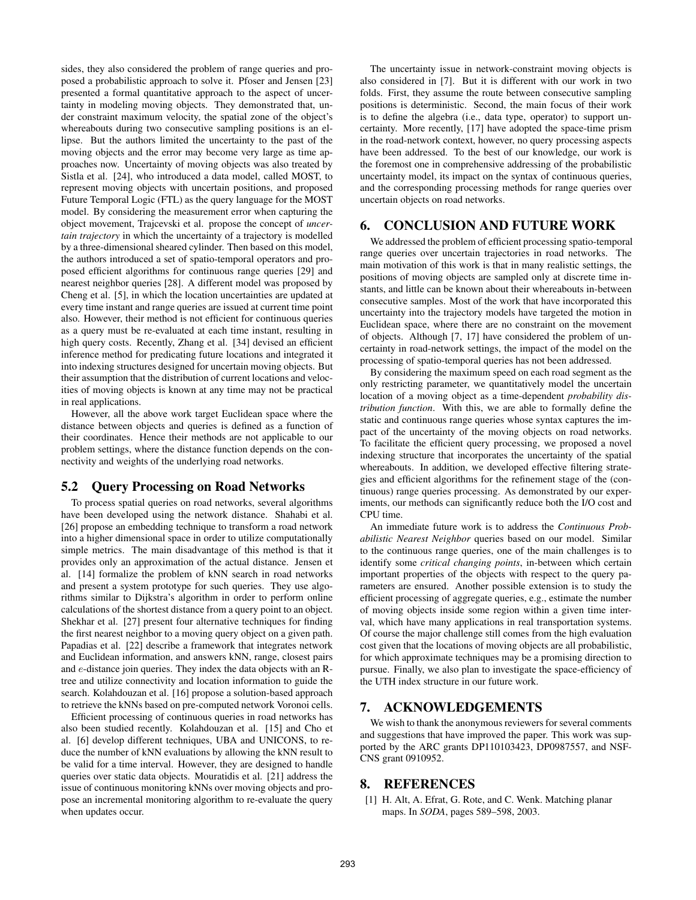sides, they also considered the problem of range queries and proposed a probabilistic approach to solve it. Pfoser and Jensen [23] presented a formal quantitative approach to the aspect of uncertainty in modeling moving objects. They demonstrated that, under constraint maximum velocity, the spatial zone of the object's whereabouts during two consecutive sampling positions is an ellipse. But the authors limited the uncertainty to the past of the moving objects and the error may become very large as time approaches now. Uncertainty of moving objects was also treated by Sistla et al. [24], who introduced a data model, called MOST, to represent moving objects with uncertain positions, and proposed Future Temporal Logic (FTL) as the query language for the MOST model. By considering the measurement error when capturing the object movement, Trajcevski et al. propose the concept of *uncertain trajectory* in which the uncertainty of a trajectory is modelled by a three-dimensional sheared cylinder. Then based on this model, the authors introduced a set of spatio-temporal operators and proposed efficient algorithms for continuous range queries [29] and nearest neighbor queries [28]. A different model was proposed by Cheng et al. [5], in which the location uncertainties are updated at every time instant and range queries are issued at current time point also. However, their method is not efficient for continuous queries as a query must be re-evaluated at each time instant, resulting in high query costs. Recently, Zhang et al. [34] devised an efficient inference method for predicating future locations and integrated it into indexing structures designed for uncertain moving objects. But their assumption that the distribution of current locations and velocities of moving objects is known at any time may not be practical in real applications.

However, all the above work target Euclidean space where the distance between objects and queries is defined as a function of their coordinates. Hence their methods are not applicable to our problem settings, where the distance function depends on the connectivity and weights of the underlying road networks.

## 5.2 Query Processing on Road Networks

To process spatial queries on road networks, several algorithms have been developed using the network distance. Shahabi et al. [26] propose an embedding technique to transform a road network into a higher dimensional space in order to utilize computationally simple metrics. The main disadvantage of this method is that it provides only an approximation of the actual distance. Jensen et al. [14] formalize the problem of kNN search in road networks and present a system prototype for such queries. They use algorithms similar to Dijkstra's algorithm in order to perform online calculations of the shortest distance from a query point to an object. Shekhar et al. [27] present four alternative techniques for finding the first nearest neighbor to a moving query object on a given path. Papadias et al. [22] describe a framework that integrates network and Euclidean information, and answers kNN, range, closest pairs and $e$-distance join queries. They index the data objects with an R-tree and utilize connectivity and location information to guide the search. Kolahdouzan et al. [16] propose a solution-based approach to retrieve the kNNs based on pre-computed network Voronoi cells.

Efficient processing of continuous queries in road networks has also been studied recently. Kolahdouzan et al. [15] and Cho et al. [6] develop different techniques, UBA and UNICONS, to reduce the number of kNN evaluations by allowing the kNN result to be valid for a time interval. However, they are designed to handle queries over static data objects. Mouratidis et al. [21] address the issue of continuous monitoring kNNs over moving objects and propose an incremental monitoring algorithm to re-evaluate the query when updates occur.

The uncertainty issue in network-constraint moving objects is also considered in [7]. But it is different with our work in two folds. First, they assume the route between consecutive sampling positions is deterministic. Second, the main focus of their work is to define the algebra (i.e., data type, operator) to support uncertainty. More recently, [17] have adopted the space-time prism in the road-network context, however, no query processing aspects have been addressed. To the best of our knowledge, our work is the foremost one in comprehensive addressing of the probabilistic uncertainty model, its impact on the syntax of continuous queries, and the corresponding processing methods for range queries over uncertain objects on road networks.

# 6. CONCLUSION AND FUTURE WORK

We addressed the problem of efficient processing spatio-temporal range queries over uncertain trajectories in road networks. The main motivation of this work is that in many realistic settings, the positions of moving objects are sampled only at discrete time instants, and little can be known about their whereabouts in-between consecutive samples. Most of the work that have incorporated this uncertainty into the trajectory models have targeted the motion in Euclidean space, where there are no constraint on the movement of objects. Although [7, 17] have considered the problem of uncertainty in road-network settings, the impact of the model on the processing of spatio-temporal queries has not been addressed.

By considering the maximum speed on each road segment as the only restricting parameter, we quantitatively model the uncertain location of a moving object as a time-dependent *probability distribution function*. With this, we are able to formally define the static and continuous range queries whose syntax captures the impact of the uncertainty of the moving objects on road networks. To facilitate the efficient query processing, we proposed a novel indexing structure that incorporates the uncertainty of the spatial whereabouts. In addition, we developed effective filtering strategies and efficient algorithms for the refinement stage of the (continuous) range queries processing. As demonstrated by our experiments, our methods can significantly reduce both the I/O cost and CPU time.

An immediate future work is to address the *Continuous Probabilistic Nearest Neighbor* queries based on our model. Similar to the continuous range queries, one of the main challenges is to identify some *critical changing points*, in-between which certain important properties of the objects with respect to the query parameters are ensured. Another possible extension is to study the efficient processing of aggregate queries, e.g., estimate the number of moving objects inside some region within a given time interval, which have many applications in real transportation systems. Of course the major challenge still comes from the high evaluation cost given that the locations of moving objects are all probabilistic, for which approximate techniques may be a promising direction to pursue. Finally, we also plan to investigate the space-efficiency of the UTH index structure in our future work.

# 7. ACKNOWLEDGEMENTS

We wish to thank the anonymous reviewers for several comments and suggestions that have improved the paper. This work was supported by the ARC grants DP110103423, DP0987557, and NSF-CNS grant 0910952.

# 8. REFERENCES

[1] H. Alt, A. Efrat, G. Rote, and C. Wenk. Matching planar maps. In *SODA*, pages 589–598, 2003.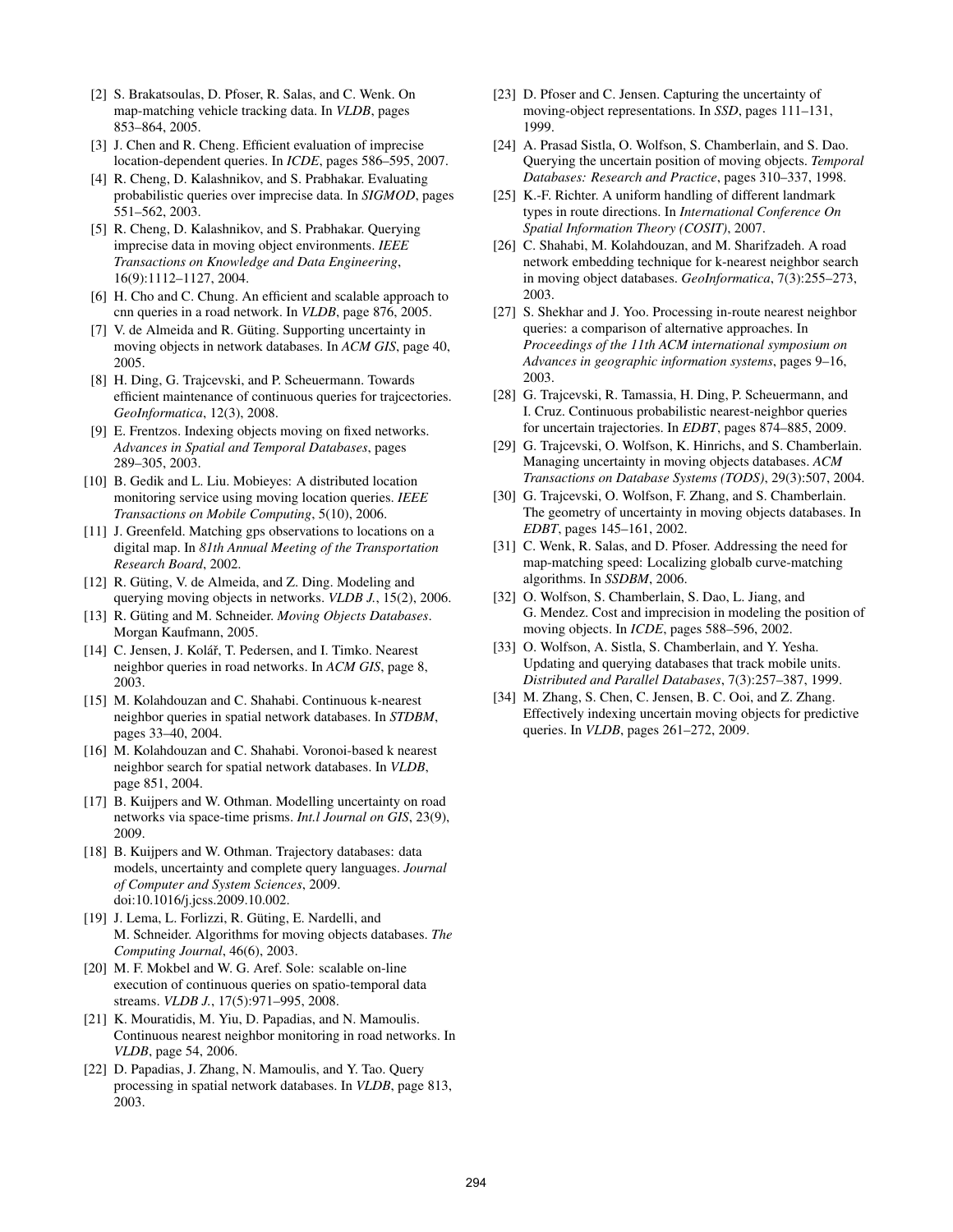[2] S. Brakatsoulas, D. Pfoser, R. Salas, and C. Wenk. On map-matching vehicle tracking data. In *VLDB*, pages 853–864, 2005.

[3] J. Chen and R. Cheng. Efficient evaluation of imprecise location-dependent queries. In *ICDE*, pages 586–595, 2007.

[4] R. Cheng, D. Kalashnikov, and S. Prabhakar. Evaluating probabilistic queries over imprecise data. In *SIGMOD*, pages 551–562, 2003.

[5] R. Cheng, D. Kalashnikov, and S. Prabhakar. Querying imprecise data in moving object environments. *IEEE Transactions on Knowledge and Data Engineering*, 16(9):1112–1127, 2004.

[6] H. Cho and C. Chung. An efficient and scalable approach to cnn queries in a road network. In *VLDB*, page 876, 2005.

[7] V. de Almeida and R. Güting. Supporting uncertainty in moving objects in network databases. In *ACM GIS*, page 40, 2005.

[8] H. Ding, G. Trajcevski, and P. Scheuermann. Towards efficient maintenance of continuous queries for trajcectories. *GeoInformatica*, 12(3), 2008.

[9] E. Frentzos. Indexing objects moving on fixed networks. *Advances in Spatial and Temporal Databases*, pages 289–305, 2003.

[10] B. Gedik and L. Liu. Mobieyes: A distributed location monitoring service using moving location queries. *IEEE Transactions on Mobile Computing*, 5(10), 2006.

[11] J. Greenfeld. Matching gps observations to locations on a digital map. In *81th Annual Meeting of the Transportation Research Board*, 2002.

[12] R. Güting, V. de Almeida, and Z. Ding. Modeling and querying moving objects in networks. *VLDB J.*, 15(2), 2006.

[13] R. Güting and M. Schneider. *Moving Objects Databases*. Morgan Kaufmann, 2005.

[14] C. Jensen, J. Kolář, T. Pedersen, and I. Timko. Nearest neighbor queries in road networks. In *ACM GIS*, page 8, 2003.

[15] M. Kolahdouzan and C. Shahabi. Continuous k-nearest neighbor queries in spatial network databases. In *STDBM*, pages 33–40, 2004.

[16] M. Kolahdouzan and C. Shahabi. Voronoi-based k nearest neighbor search for spatial network databases. In *VLDB*, page 851, 2004.

[17] B. Kuijpers and W. Othman. Modelling uncertainty on road networks via space-time prisms. *Int.l Journal on GIS*, 23(9), 2009.

[18] B. Kuijpers and W. Othman. Trajectory databases: data models, uncertainty and complete query languages. *Journal of Computer and System Sciences*, 2009. doi:10.1016/j.jcss.2009.10.002.

[19] J. Lema, L. Forlizzi, R. Güting, E. Nardelli, and M. Schneider. Algorithms for moving objects databases. *The Computing Journal*, 46(6), 2003.

[20] M. F. Mokbel and W. G. Aref. Sole: scalable on-line execution of continuous queries on spatio-temporal data streams. *VLDB J.*, 17(5):971–995, 2008.

[21] K. Mouratidis, M. Yiu, D. Papadias, and N. Mamoulis. Continuous nearest neighbor monitoring in road networks. In *VLDB*, page 54, 2006.

[22] D. Papadias, J. Zhang, N. Mamoulis, and Y. Tao. Query processing in spatial network databases. In *VLDB*, page 813, 2003.

[23] D. Pfoser and C. Jensen. Capturing the uncertainty of moving-object representations. In *SSD*, pages 111–131, 1999.

[24] A. Prasad Sistla, O. Wolfson, S. Chamberlain, and S. Dao. Querying the uncertain position of moving objects. *Temporal Databases: Research and Practice*, pages 310–337, 1998.

[25] K.-F. Richter. A uniform handling of different landmark types in route directions. In *International Conference On Spatial Information Theory (COSIT)*, 2007.

[26] C. Shahabi, M. Kolahdouzan, and M. Sharifzadeh. A road network embedding technique for k-nearest neighbor search in moving object databases. *GeoInformatica*, 7(3):255–273, 2003.

[27] S. Shekhar and J. Yoo. Processing in-route nearest neighbor queries: a comparison of alternative approaches. In *Proceedings of the 11th ACM international symposium on Advances in geographic information systems*, pages 9–16, 2003.

[28] G. Trajcevski, R. Tamassia, H. Ding, P. Scheuermann, and I. Cruz. Continuous probabilistic nearest-neighbor queries for uncertain trajectories. In *EDBT*, pages 874–885, 2009.

[29] G. Trajcevski, O. Wolfson, K. Hinrichs, and S. Chamberlain. Managing uncertainty in moving objects databases. *ACM Transactions on Database Systems (TODS)*, 29(3):507, 2004.

[30] G. Trajcevski, O. Wolfson, F. Zhang, and S. Chamberlain. The geometry of uncertainty in moving objects databases. In *EDBT*, pages 145–161, 2002.

[31] C. Wenk, R. Salas, and D. Pfoser. Addressing the need for map-matching speed: Localizing globalb curve-matching algorithms. In *SSDBM*, 2006.

[32] O. Wolfson, S. Chamberlain, S. Dao, L. Jiang, and G. Mendez. Cost and imprecision in modeling the position of moving objects. In *ICDE*, pages 588–596, 2002.

[33] O. Wolfson, A. Sistla, S. Chamberlain, and Y. Yesha. Updating and querying databases that track mobile units. *Distributed and Parallel Databases*, 7(3):257–387, 1999.

[34] M. Zhang, S. Chen, C. Jensen, B. C. Ooi, and Z. Zhang. Effectively indexing uncertain moving objects for predictive queries. In *VLDB*, pages 261–272, 2009.